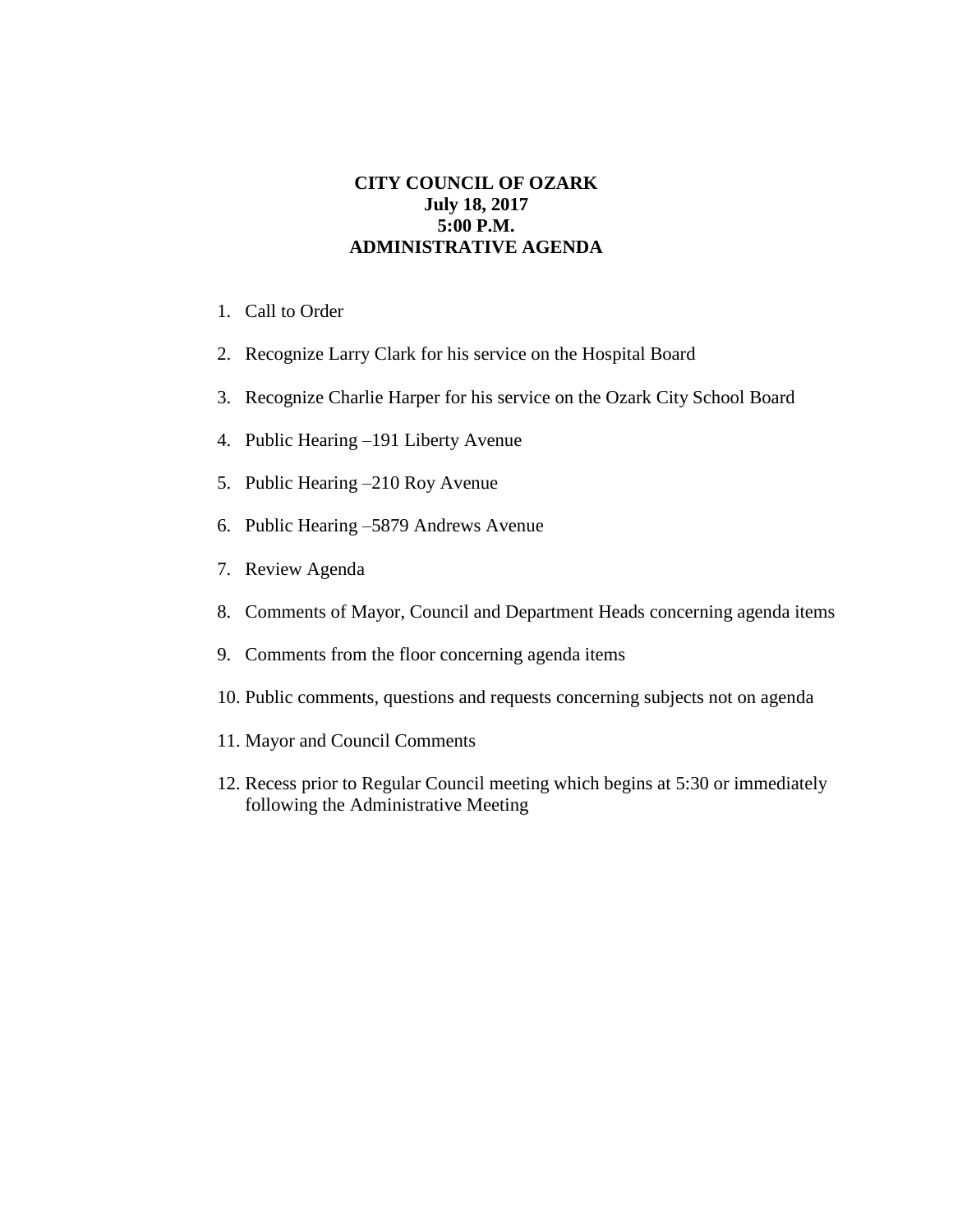**CITY COUNCIL OF OZARK**
**July 18, 2017**
**5:00 P.M.**
**ADMINISTRATIVE AGENDA**

1. Call to Order
2. Recognize Larry Clark for his service on the Hospital Board
3. Recognize Charlie Harper for his service on the Ozark City School Board
4. Public Hearing –191 Liberty Avenue
5. Public Hearing –210 Roy Avenue
6. Public Hearing –5879 Andrews Avenue
7. Review Agenda
8. Comments of Mayor, Council and Department Heads concerning agenda items
9. Comments from the floor concerning agenda items
10. Public comments, questions and requests concerning subjects not on agenda
11. Mayor and Council Comments
12. Recess prior to Regular Council meeting which begins at 5:30 or immediately following the Administrative Meeting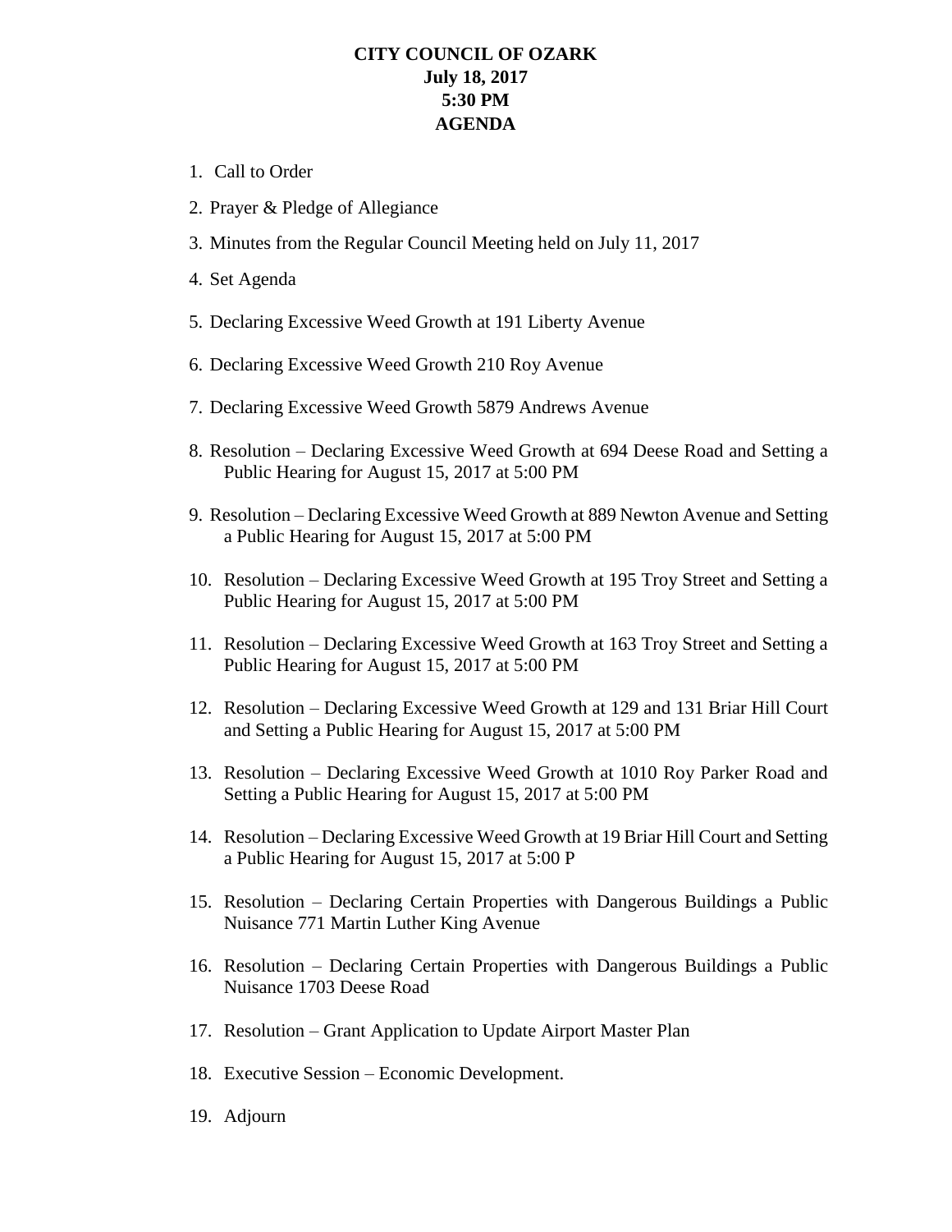# CITY COUNCIL OF OZARK
## July 18, 2017
## 5:30 PM
## AGENDA

1. Call to Order
2. Prayer & Pledge of Allegiance
3. Minutes from the Regular Council Meeting held on July 11, 2017
4. Set Agenda
5. Declaring Excessive Weed Growth at 191 Liberty Avenue
6. Declaring Excessive Weed Growth 210 Roy Avenue
7. Declaring Excessive Weed Growth 5879 Andrews Avenue
8. Resolution – Declaring Excessive Weed Growth at 694 Deese Road and Setting a Public Hearing for August 15, 2017 at 5:00 PM
9. Resolution – Declaring Excessive Weed Growth at 889 Newton Avenue and Setting a Public Hearing for August 15, 2017 at 5:00 PM
10. Resolution – Declaring Excessive Weed Growth at 195 Troy Street and Setting a Public Hearing for August 15, 2017 at 5:00 PM
11. Resolution – Declaring Excessive Weed Growth at 163 Troy Street and Setting a Public Hearing for August 15, 2017 at 5:00 PM
12. Resolution – Declaring Excessive Weed Growth at 129 and 131 Briar Hill Court and Setting a Public Hearing for August 15, 2017 at 5:00 PM
13. Resolution – Declaring Excessive Weed Growth at 1010 Roy Parker Road and Setting a Public Hearing for August 15, 2017 at 5:00 PM
14. Resolution – Declaring Excessive Weed Growth at 19 Briar Hill Court and Setting a Public Hearing for August 15, 2017 at 5:00 P
15. Resolution – Declaring Certain Properties with Dangerous Buildings a Public Nuisance 771 Martin Luther King Avenue
16. Resolution – Declaring Certain Properties with Dangerous Buildings a Public Nuisance 1703 Deese Road
17. Resolution – Grant Application to Update Airport Master Plan
18. Executive Session – Economic Development.
19. Adjourn